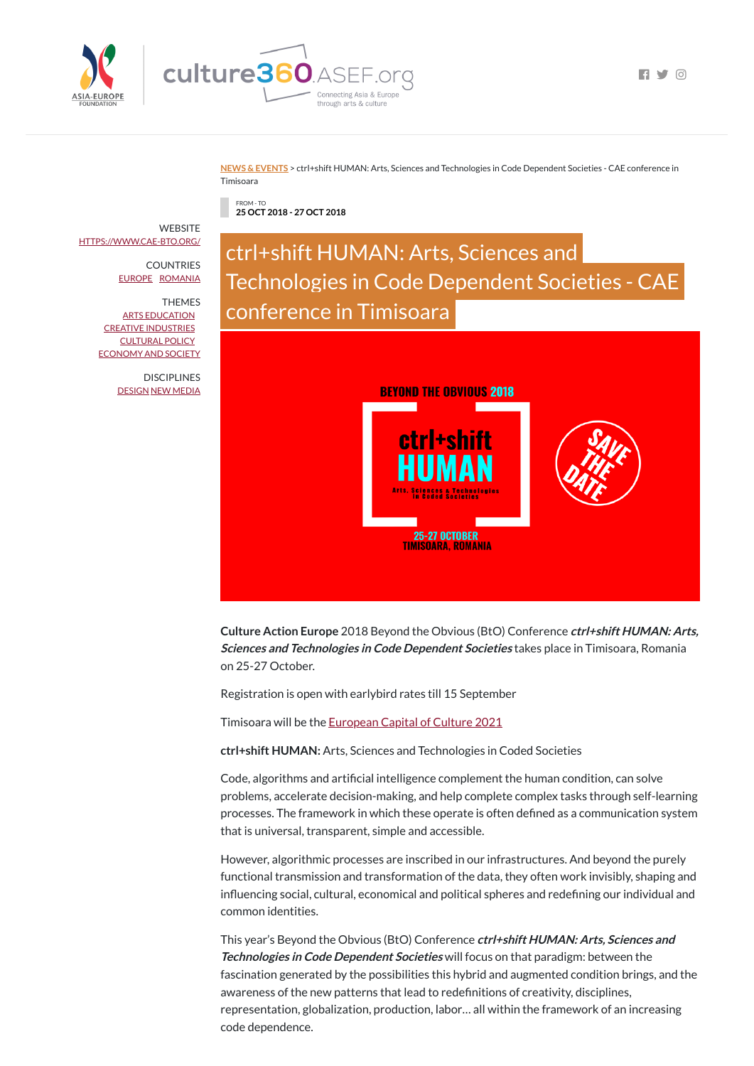NEWS & EVENTS > ctrl+shift HUMAN: Arts, Sciences and Technologies in Code Dependent Societies - CAE conference in Timisoara

FROM - TO
**25 OCT 2018 - 27 OCT 2018**

WEBSITE
HTTPS://WWW.CAE-BTO.ORG/

COUNTRIES
EUROPE ROMANIA

THEMES
ARTS EDUCATION
CREATIVE INDUSTRIES
CULTURAL POLICY
ECONOMY AND SOCIETY

DISCIPLINES
DESIGN NEW MEDIA

# ctrl+shift HUMAN: Arts, Sciences and Technologies in Code Dependent Societies - CAE conference in Timisoara

**Culture Action Europe** 2018 Beyond the Obvious (BtO) Conference ***ctrl+shift HUMAN: Arts, Sciences and Technologies in Code Dependent Societies*** takes place in Timisoara, Romania on 25-27 October.

Registration is open with earlybird rates till 15 September

Timisoara will be the European Capital of Culture 2021

**ctrl+shift HUMAN:** Arts, Sciences and Technologies in Coded Societies

Code, algorithms and artificial intelligence complement the human condition, can solve problems, accelerate decision-making, and help complete complex tasks through self-learning processes. The framework in which these operate is often defined as a communication system that is universal, transparent, simple and accessible.

However, algorithmic processes are inscribed in our infrastructures. And beyond the purely functional transmission and transformation of the data, they often work invisibly, shaping and influencing social, cultural, economical and political spheres and redefining our individual and common identities.

This year's Beyond the Obvious (BtO) Conference ***ctrl+shift HUMAN: Arts, Sciences and Technologies in Code Dependent Societies*** will focus on that paradigm: between the fascination generated by the possibilities this hybrid and augmented condition brings, and the awareness of the new patterns that lead to redefinitions of creativity, disciplines, representation, globalization, production, labor… all within the framework of an increasing code dependence.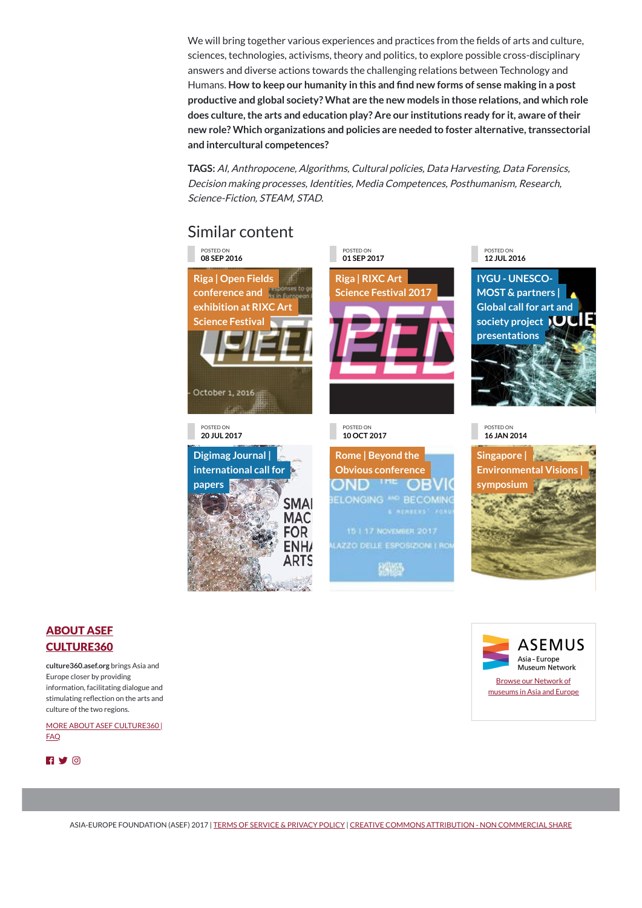We will bring together various experiences and practices from the fields of arts and culture, sciences, technologies, activisms, theory and politics, to explore possible cross-disciplinary answers and diverse actions towards the challenging relations between Technology and Humans. **How to keep our humanity in this and find new forms of sense making in a post productive and global society? What are the new models in those relations, and which role does culture, the arts and education play? Are our institutions ready for it, aware of their new role? Which organizations and policies are needed to foster alternative, transsectorial and intercultural competences?**

**TAGS:** *AI, Anthropocene, Algorithms, Cultural policies, Data Harvesting, Data Forensics, Decision making processes, Identities, Media Competences, Posthumanism, Research, Science-Fiction, STEAM, STAD.*

## Similar content

POSTED ON
08 SEP 2016

Riga | Open Fields conference and exhibition at RIXC Art Science Festival

POSTED ON
01 SEP 2017

Riga | RIXC Art Science Festival 2017

POSTED ON
12 JUL 2016

IYGU - UNESCO-MOST & partners | Global call for art and society project presentations

POSTED ON
20 JUL 2017

Digimag Journal | international call for papers

POSTED ON
10 OCT 2017

Rome | Beyond the Obvious conference

POSTED ON
16 JAN 2014

Singapore | Environmental Visions | symposium

## ABOUT ASEF CULTURE360

**culture360.asef.org** brings Asia and Europe closer by providing information, facilitating dialogue and stimulating reflection on the arts and culture of the two regions.

MORE ABOUT ASEF CULTURE360 | FAQ

ASEMUS
Asia - Europe
Museum Network

Browse our Network of museums in Asia and Europe

ASIA-EUROPE FOUNDATION (ASEF) 2017 | TERMS OF SERVICE & PRIVACY POLICY | CREATIVE COMMONS ATTRIBUTION - NON COMMERCIAL SHARE